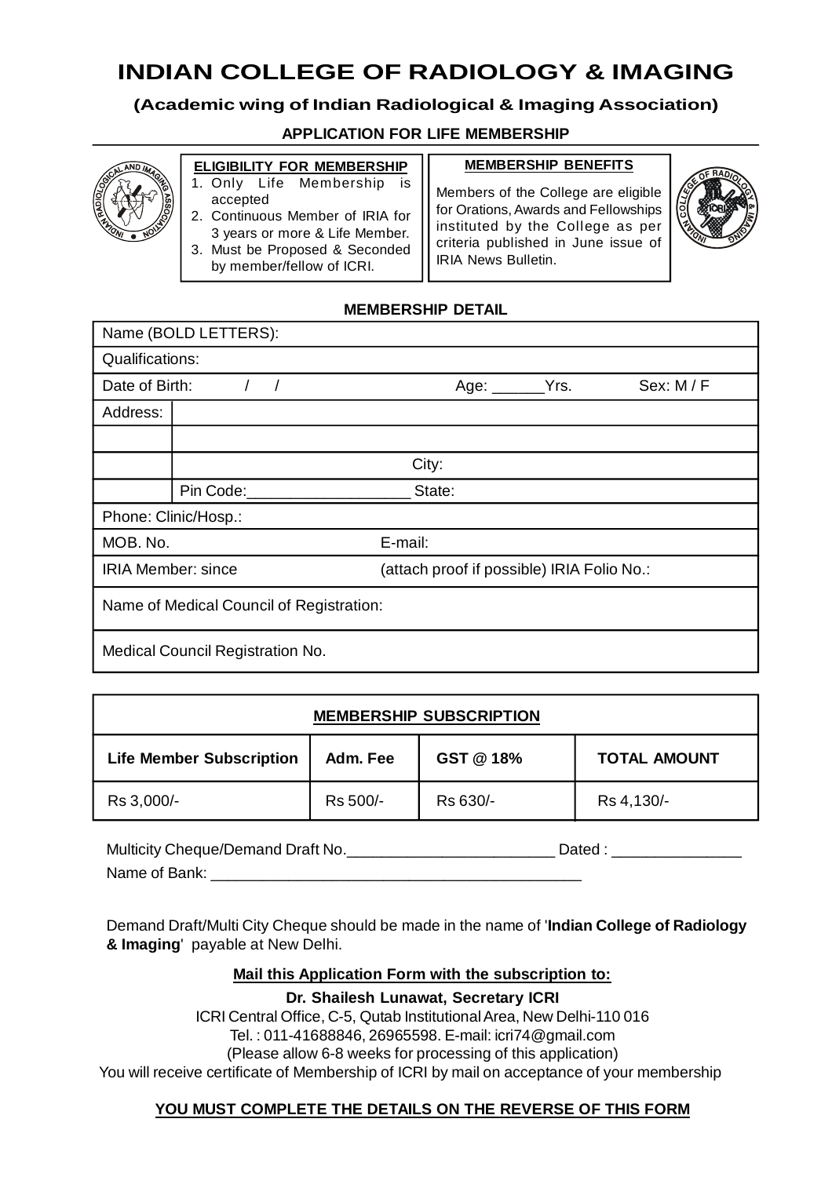# INDIAN COLLEGE OF RADIOLOGY & IMAGING

**(Academic wing of Indian Radiological & Imaging Association)**

**APPLICATION FOR LIFE MEMBERSHIP**

**ELIGIBILITY FOR MEMBERSHIP**

1. Only Life Membership is accepted
2. Continuous Member of IRIA for 3 years or more & Life Member.
3. Must be Proposed & Seconded by member/fellow of ICRI.

**MEMBERSHIP BENEFITS**

Members of the College are eligible for Orations, Awards and Fellowships instituted by the College as per criteria published in June issue of IRIA News Bulletin.

**MEMBERSHIP DETAIL**

| | | | |
|---|---|---|---|
| Name (BOLD LETTERS): | | | |
| Qualifications: | | | |
| Date of Birth: / / | | Age: ______Yrs. | Sex: M / F |
| Address: | | | |
| | | | |
| | | City: | |
| | Pin Code:___________________ | State: | |
| Phone: Clinic/Hosp.: | | | |
| MOB. No. | | E-mail: | |
| IRIA Member: since | | (attach proof if possible) IRIA Folio No.: | |
| Name of Medical Council of Registration: | | | |
| Medical Council Registration No. | | | |

**MEMBERSHIP SUBSCRIPTION**

| Life Member Subscription | Adm. Fee | GST @ 18% | TOTAL AMOUNT |
|---|---|---|---|
| Rs 3,000/- | Rs 500/- | Rs 630/- | Rs 4,130/- |

Multicity Cheque/Demand Draft No.________________________ Dated : _______________

Name of Bank: __________________________________________

Demand Draft/Multi City Cheque should be made in the name of '**Indian College of Radiology & Imaging**' payable at New Delhi.

**Mail this Application Form with the subscription to:**

**Dr. Shailesh Lunawat, Secretary ICRI**

ICRI Central Office, C-5, Qutab Institutional Area, New Delhi-110 016

Tel. : 011-41688846, 26965598. E-mail: icri74@gmail.com

(Please allow 6-8 weeks for processing of this application)

You will receive certificate of Membership of ICRI by mail on acceptance of your membership

**YOU MUST COMPLETE THE DETAILS ON THE REVERSE OF THIS FORM**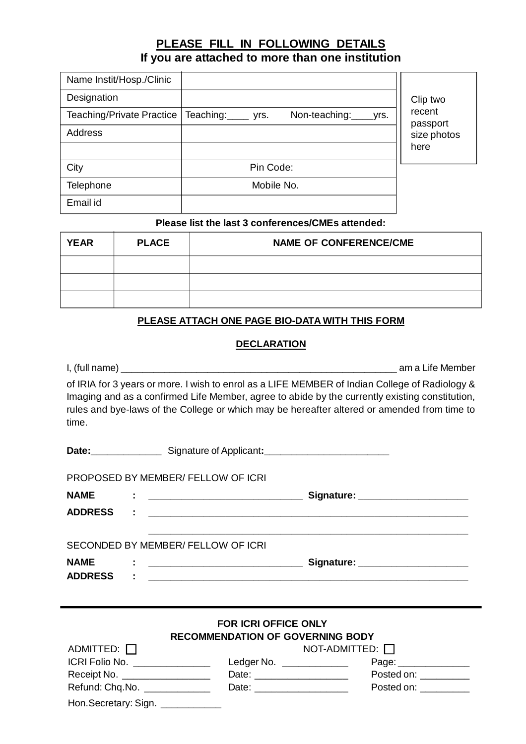**PLEASE FILL IN FOLLOWING DETAILS**

**If you are attached to more than one institution**

| | |
|---|---|
| Name Instit/Hosp./Clinic | |
| Designation | |
| Teaching/Private Practice | Teaching:____ yrs. Non-teaching:____yrs. |
| Address | |
| | |
| City | Pin Code: |
| Telephone | Mobile No. |
| Email id | |

Clip two recent passport size photos here

**Please list the last 3 conferences/CMEs attended:**

| YEAR | PLACE | NAME OF CONFERENCE/CME |
|---|---|---|
| | | |
| | | |
| | | |

**PLEASE ATTACH ONE PAGE BIO-DATA WITH THIS FORM**

**DECLARATION**

I, (full name) ____________________________________________________ am a Life Member of IRIA for 3 years or more. I wish to enrol as a LIFE MEMBER of Indian College of Radiology & Imaging and as a confirmed Life Member, agree to abide by the currently existing constitution, rules and bye-laws of the College or which may be hereafter altered or amended from time to time.

**Date:**_____________ Signature of Applicant**:**_______________________

PROPOSED BY MEMBER/ FELLOW OF ICRI

**NAME** : ____________________________ **Signature:** ____________________

**ADDRESS** : ____________________________________________________________

____________________________________________________________

SECONDED BY MEMBER/ FELLOW OF ICRI

**NAME** : ____________________________ **Signature:** ____________________

**ADDRESS** : ____________________________________________________________

---

**FOR ICRI OFFICE ONLY**

**RECOMMENDATION OF GOVERNING BODY**

ADMITTED: ☐ NOT-ADMITTED: ☐

ICRI Folio No. ______________ Ledger No. ____________ Page: _____________

Receipt No. ________________ Date: _________________ Posted on: _________

Refund: Chq.No. ____________ Date: _________________ Posted on: _________

Hon.Secretary: Sign. ___________